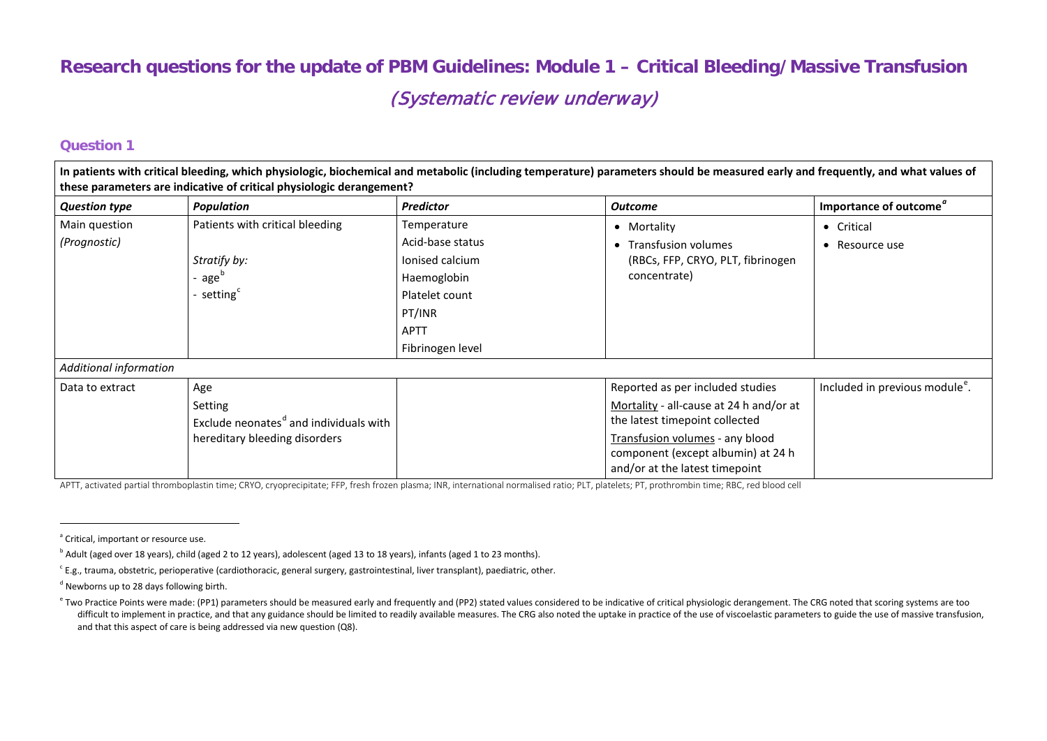# Research questions for the update of PBM Guidelines: Module 1 – Critical Bleeding/Massive Transfusion

*(Systematic review underway)*

## Question 1

| In patients with critical bleeding, which physiologic, biochemical and metabolic (including temperature) parameters should be measured early and frequently, and what values of these parameters are indicative of critical physiologic derangement? | | | | |
|---|---|---|---|---|
| ***Question type*** | ***Population*** | ***Predictor*** | ***Outcome*** | ***Importance of outcome***[a] |
| Main question<br>*(Prognostic)* | Patients with critical bleeding<br><br>*Stratify by:*<br>- age[b]<br>- setting[c] | Temperature<br>Acid-base status<br>Ionised calcium<br>Haemoglobin<br>Platelet count<br>PT/INR<br>APTT<br>Fibrinogen level | • Mortality<br>• Transfusion volumes (RBCs, FFP, CRYO, PLT, fibrinogen concentrate) | • Critical<br>• Resource use |
| *Additional information* | | | | |
| Data to extract | Age<br>Setting<br>Exclude neonates[d] and individuals with hereditary bleeding disorders | | Reported as per included studies<br>Mortality - all-cause at 24 h and/or at the latest timepoint collected<br>Transfusion volumes - any blood component (except albumin) at 24 h and/or at the latest timepoint | Included in previous module[e]. |

APTT, activated partial thromboplastin time; CRYO, cryoprecipitate; FFP, fresh frozen plasma; INR, international normalised ratio; PLT, platelets; PT, prothrombin time; RBC, red blood cell

[a] Critical, important or resource use.

[b] Adult (aged over 18 years), child (aged 2 to 12 years), adolescent (aged 13 to 18 years), infants (aged 1 to 23 months).

[c] E.g., trauma, obstetric, perioperative (cardiothoracic, general surgery, gastrointestinal, liver transplant), paediatric, other.

[d] Newborns up to 28 days following birth.

[e] Two Practice Points were made: (PP1) parameters should be measured early and frequently and (PP2) stated values considered to be indicative of critical physiologic derangement. The CRG noted that scoring systems are too difficult to implement in practice, and that any guidance should be limited to readily available measures. The CRG also noted the uptake in practice of the use of viscoelastic parameters to guide the use of massive transfusion, and that this aspect of care is being addressed via new question (Q8).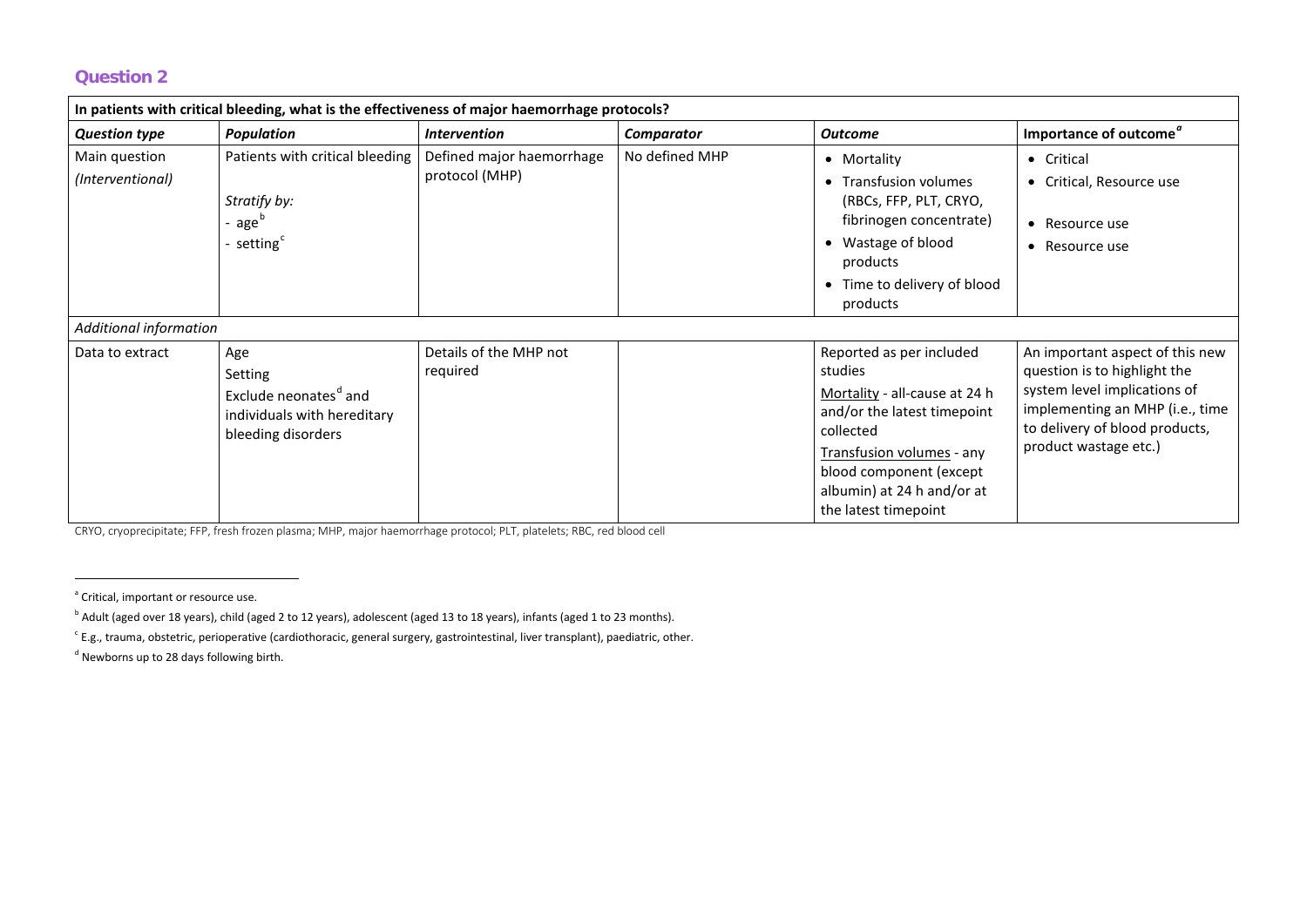## Question 2

| In patients with critical bleeding, what is the effectiveness of major haemorrhage protocols? | | | | | |
|---|---|---|---|---|---|
| ***Question type*** | ***Population*** | ***Intervention*** | ***Comparator*** | ***Outcome*** | ***Importance of outcome***[a] |
| Main question *(Interventional)* | Patients with critical bleeding<br><br>*Stratify by:*<br>- age[b]<br>- setting[c] | Defined major haemorrhage protocol (MHP) | No defined MHP | • Mortality<br>• Transfusion volumes (RBCs, FFP, PLT, CRYO, fibrinogen concentrate)<br>• Wastage of blood products<br>• Time to delivery of blood products | • Critical<br>• Critical, Resource use<br>• Resource use<br>• Resource use |
| *Additional information* | | | | | |
| Data to extract | Age<br>Setting<br>Exclude neonates[d] and individuals with hereditary bleeding disorders | Details of the MHP not required | | Reported as per included studies<br>Mortality - all-cause at 24 h and/or the latest timepoint collected<br>Transfusion volumes - any blood component (except albumin) at 24 h and/or at the latest timepoint | An important aspect of this new question is to highlight the system level implications of implementing an MHP (i.e., time to delivery of blood products, product wastage etc.) |

CRYO, cryoprecipitate; FFP, fresh frozen plasma; MHP, major haemorrhage protocol; PLT, platelets; RBC, red blood cell

[a] Critical, important or resource use.

[b] Adult (aged over 18 years), child (aged 2 to 12 years), adolescent (aged 13 to 18 years), infants (aged 1 to 23 months).

[c] E.g., trauma, obstetric, perioperative (cardiothoracic, general surgery, gastrointestinal, liver transplant), paediatric, other.

[d] Newborns up to 28 days following birth.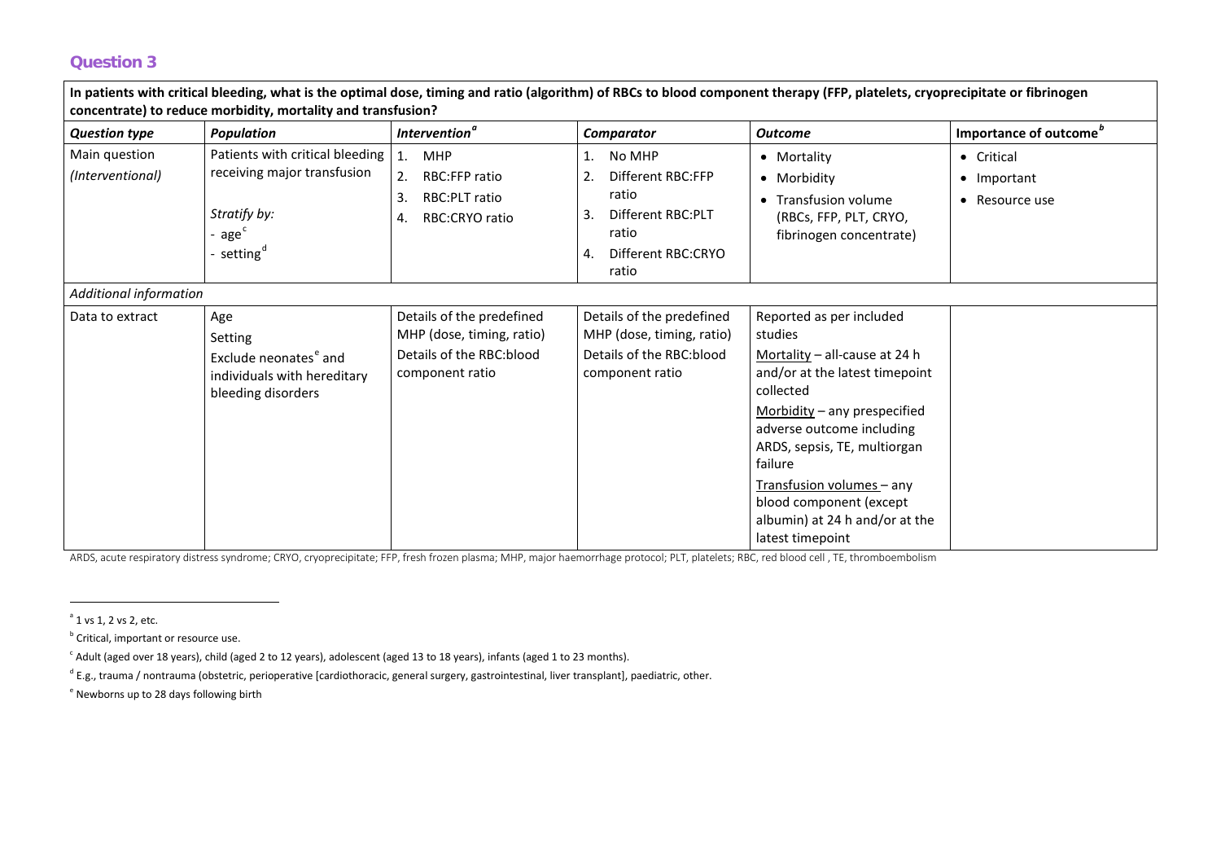## Question 3

| In patients with critical bleeding, what is the optimal dose, timing and ratio (algorithm) of RBCs to blood component therapy (FFP, platelets, cryoprecipitate or fibrinogen concentrate) to reduce morbidity, mortality and transfusion? | | | | | |
|---|---|---|---|---|---|
| ***Question type*** | ***Population*** | ***Intervention***[a] | ***Comparator*** | ***Outcome*** | **Importance of outcome**[b] |
| Main question *(Interventional)* | Patients with critical bleeding receiving major transfusion<br><br>*Stratify by:*<br>- age[c]<br>- setting[d] | 1. MHP<br>2. RBC:FFP ratio<br>3. RBC:PLT ratio<br>4. RBC:CRYO ratio | 1. No MHP<br>2. Different RBC:FFP ratio<br>3. Different RBC:PLT ratio<br>4. Different RBC:CRYO ratio | • Mortality<br>• Morbidity<br>• Transfusion volume (RBCs, FFP, PLT, CRYO, fibrinogen concentrate) | • Critical<br>• Important<br>• Resource use |
| *Additional information* | | | | | |
| Data to extract | Age<br>Setting<br>Exclude neonates[e] and individuals with hereditary bleeding disorders | Details of the predefined MHP (dose, timing, ratio)<br>Details of the RBC:blood component ratio | Details of the predefined MHP (dose, timing, ratio)<br>Details of the RBC:blood component ratio | Reported as per included studies<br>Mortality – all-cause at 24 h and/or at the latest timepoint collected<br>Morbidity – any prespecified adverse outcome including ARDS, sepsis, TE, multiorgan failure<br>Transfusion volumes – any blood component (except albumin) at 24 h and/or at the latest timepoint | |

ARDS, acute respiratory distress syndrome; CRYO, cryoprecipitate; FFP, fresh frozen plasma; MHP, major haemorrhage protocol; PLT, platelets; RBC, red blood cell , TE, thromboembolism

---

[a] 1 vs 1, 2 vs 2, etc.

[b] Critical, important or resource use.

[c] Adult (aged over 18 years), child (aged 2 to 12 years), adolescent (aged 13 to 18 years), infants (aged 1 to 23 months).

[d] E.g., trauma / nontrauma (obstetric, perioperative [cardiothoracic, general surgery, gastrointestinal, liver transplant], paediatric, other.

[e] Newborns up to 28 days following birth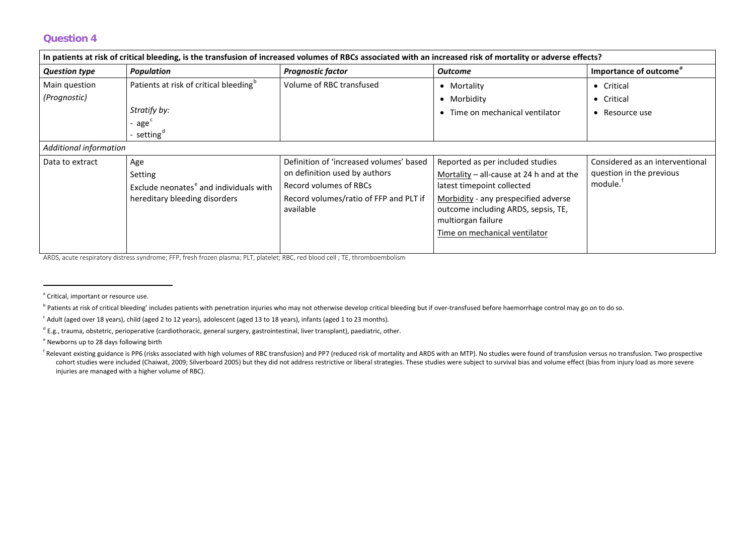## Question 4

| In patients at risk of critical bleeding, is the transfusion of increased volumes of RBCs associated with an increased risk of mortality or adverse effects? | | | | |
|---|---|---|---|---|
| ***Question type*** | ***Population*** | ***Prognostic factor*** | ***Outcome*** | **Importance of outcome**[a] |
| Main question *(Prognostic)* | Patients at risk of critical bleeding[b]<br><br>*Stratify by:*<br>- age[c]<br>- setting[d] | Volume of RBC transfused | • Mortality<br>• Morbidity<br>• Time on mechanical ventilator | • Critical<br>• Critical<br>• Resource use |
| *Additional information* | | | | |
| Data to extract | Age<br>Setting<br>Exclude neonates[e] and individuals with hereditary bleeding disorders | Definition of 'increased volumes' based on definition used by authors<br>Record volumes of RBCs<br>Record volumes/ratio of FFP and PLT if available | Reported as per included studies<br>Mortality – all-cause at 24 h and at the latest timepoint collected<br>Morbidity - any prespecified adverse outcome including ARDS, sepsis, TE, multiorgan failure<br>Time on mechanical ventilator | Considered as an interventional question in the previous module.[f] |

ARDS, acute respiratory distress syndrome; FFP, fresh frozen plasma; PLT, platelet; RBC, red blood cell ; TE, thromboembolism

---

[a] Critical, important or resource use.

[b] Patients at risk of critical bleeding' includes patients with penetration injuries who may not otherwise develop critical bleeding but if over-transfused before haemorrhage control may go on to do so.

[c] Adult (aged over 18 years), child (aged 2 to 12 years), adolescent (aged 13 to 18 years), infants (aged 1 to 23 months).

[d] E.g., trauma, obstetric, perioperative (cardiothoracic, general surgery, gastrointestinal, liver transplant), paediatric, other.

[e] Newborns up to 28 days following birth

[f] Relevant existing guidance is PP6 (risks associated with high volumes of RBC transfusion) and PP7 (reduced risk of mortality and ARDS with an MTP). No studies were found of transfusion versus no transfusion. Two prospective cohort studies were included (Chaiwat, 2009; Silverboard 2005) but they did not address restrictive or liberal strategies. These studies were subject to survival bias and volume effect (bias from injury load as more severe injuries are managed with a higher volume of RBC).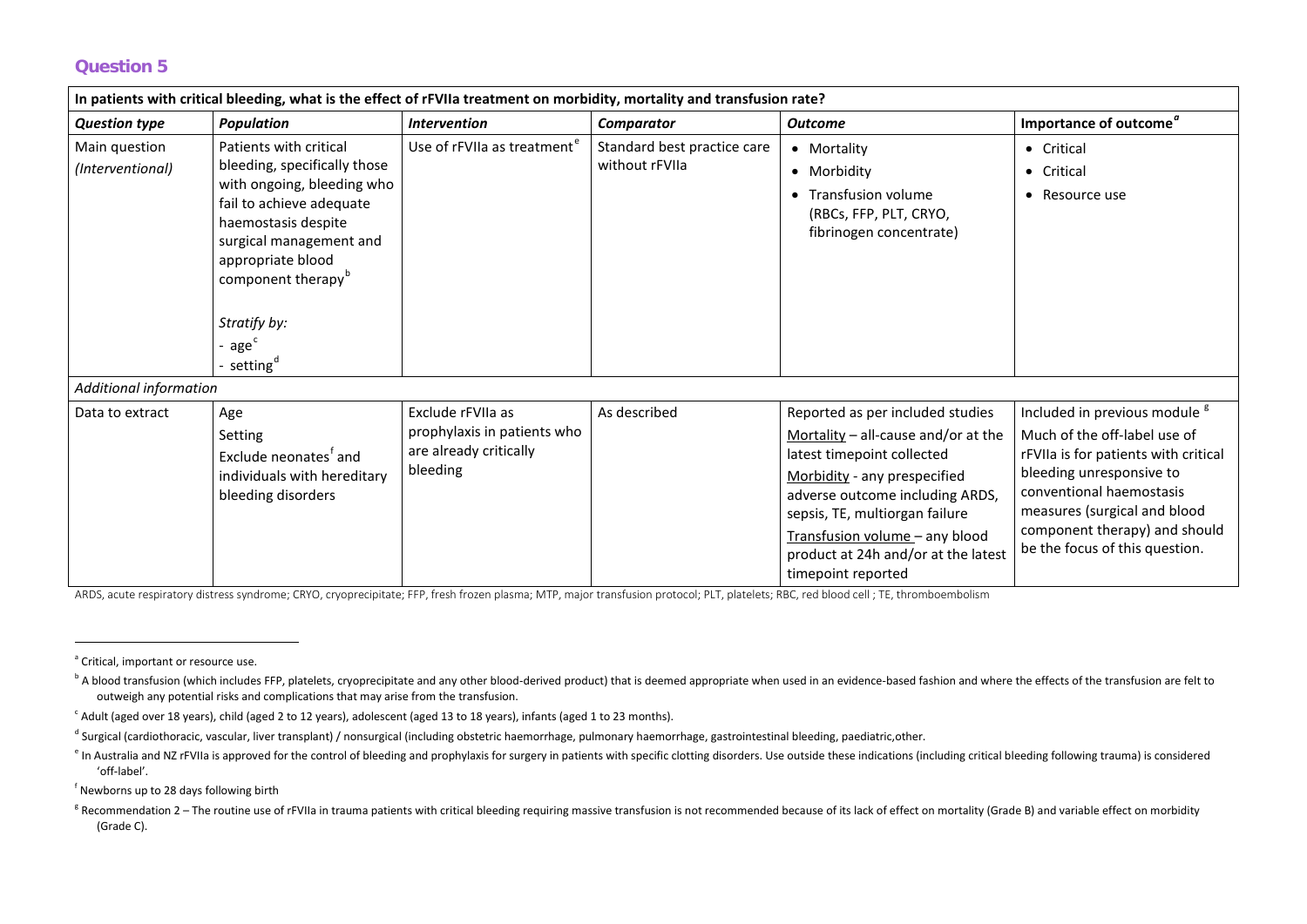## Question 5

| In patients with critical bleeding, what is the effect of rFVIIa treatment on morbidity, mortality and transfusion rate? | | | | | |
|---|---|---|---|---|---|
| ***Question type*** | ***Population*** | ***Intervention*** | ***Comparator*** | ***Outcome*** | **Importance of outcome**[a] |
| Main question *(Interventional)* | Patients with critical bleeding, specifically those with ongoing, bleeding who fail to achieve adequate haemostasis despite surgical management and appropriate blood component therapy[b]<br><br>*Stratify by:*<br>- age[c]<br>- setting[d] | Use of rFVIIa as treatment[e] | Standard best practice care without rFVIIa | • Mortality<br>• Morbidity<br>• Transfusion volume (RBCs, FFP, PLT, CRYO, fibrinogen concentrate) | • Critical<br>• Critical<br>• Resource use |
| *Additional information* | | | | | |
| Data to extract | Age<br>Setting<br>Exclude neonates[f] and individuals with hereditary bleeding disorders | Exclude rFVIIa as prophylaxis in patients who are already critically bleeding | As described | Reported as per included studies<br>Mortality – all-cause and/or at the latest timepoint collected<br>Morbidity - any prespecified adverse outcome including ARDS, sepsis, TE, multiorgan failure<br>Transfusion volume – any blood product at 24h and/or at the latest timepoint reported | Included in previous module [g]<br>Much of the off-label use of rFVIIa is for patients with critical bleeding unresponsive to conventional haemostasis measures (surgical and blood component therapy) and should be the focus of this question. |

ARDS, acute respiratory distress syndrome; CRYO, cryoprecipitate; FFP, fresh frozen plasma; MTP, major transfusion protocol; PLT, platelets; RBC, red blood cell ; TE, thromboembolism

---

[a] Critical, important or resource use.

[b] A blood transfusion (which includes FFP, platelets, cryoprecipitate and any other blood-derived product) that is deemed appropriate when used in an evidence-based fashion and where the effects of the transfusion are felt to outweigh any potential risks and complications that may arise from the transfusion.

[c] Adult (aged over 18 years), child (aged 2 to 12 years), adolescent (aged 13 to 18 years), infants (aged 1 to 23 months).

[d] Surgical (cardiothoracic, vascular, liver transplant) / nonsurgical (including obstetric haemorrhage, pulmonary haemorrhage, gastrointestinal bleeding, paediatric,other.

[e] In Australia and NZ rFVIIa is approved for the control of bleeding and prophylaxis for surgery in patients with specific clotting disorders. Use outside these indications (including critical bleeding following trauma) is considered 'off-label'.

[f] Newborns up to 28 days following birth

[g] Recommendation 2 – The routine use of rFVIIa in trauma patients with critical bleeding requiring massive transfusion is not recommended because of its lack of effect on mortality (Grade B) and variable effect on morbidity (Grade C).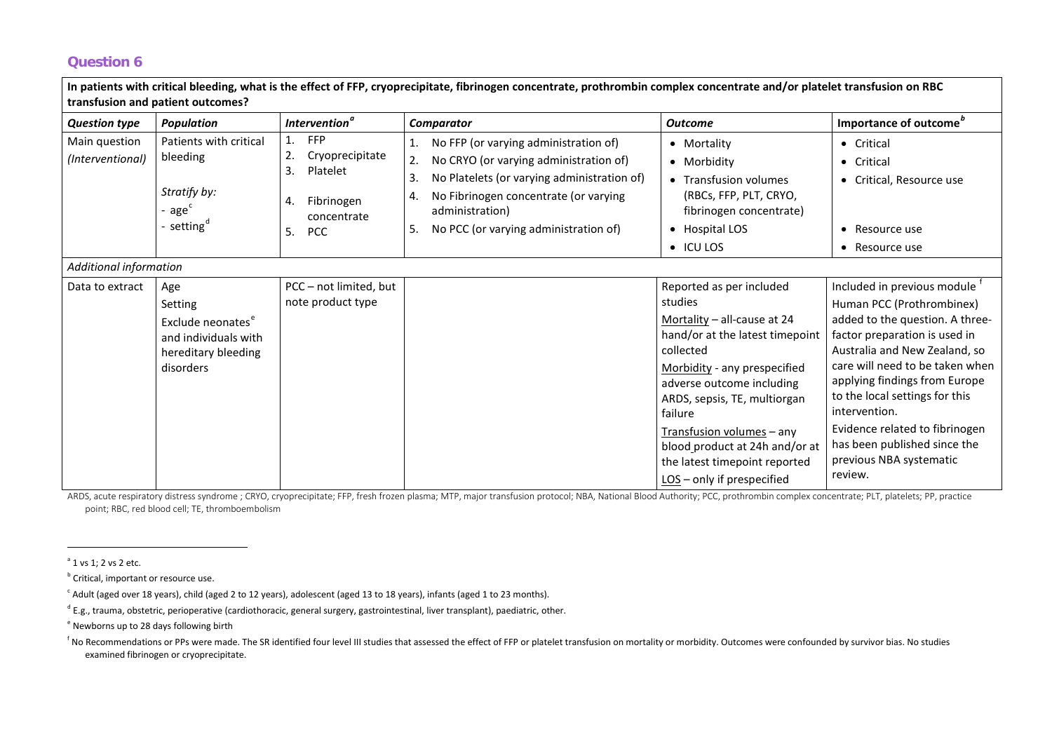## Question 6

| **In patients with critical bleeding, what is the effect of FFP, cryoprecipitate, fibrinogen concentrate, prothrombin complex concentrate and/or platelet transfusion on RBC transfusion and patient outcomes?** | | | | | |
|---|---|---|---|---|---|
| ***Question type*** | ***Population*** | ***Intervention***[a] | ***Comparator*** | ***Outcome*** | **Importance of outcome**[b] |
| Main question *(Interventional)* | Patients with critical bleeding<br><br>*Stratify by:*<br>- age[c]<br>- setting[d] | 1. FFP<br>2. Cryoprecipitate<br>3. Platelet<br>4. Fibrinogen concentrate<br>5. PCC | 1. No FFP (or varying administration of)<br>2. No CRYO (or varying administration of)<br>3. No Platelets (or varying administration of)<br>4. No Fibrinogen concentrate (or varying administration)<br>5. No PCC (or varying administration of) | • Mortality<br>• Morbidity<br>• Transfusion volumes (RBCs, FFP, PLT, CRYO, fibrinogen concentrate)<br>• Hospital LOS<br>• ICU LOS | • Critical<br>• Critical<br>• Critical, Resource use<br><br>• Resource use<br>• Resource use |
| *Additional information* | | | | | |
| Data to extract | Age<br>Setting<br>Exclude neonates[e] and individuals with hereditary bleeding disorders | PCC – not limited, but note product type | | Reported as per included studies<br>Mortality – all-cause at 24 hand/or at the latest timepoint collected<br>Morbidity - any prespecified adverse outcome including ARDS, sepsis, TE, multiorgan failure<br>Transfusion volumes – any blood product at 24h and/or at the latest timepoint reported<br>LOS – only if prespecified | Included in previous module [f]<br>Human PCC (Prothrombinex) added to the question. A three-factor preparation is used in Australia and New Zealand, so care will need to be taken when applying findings from Europe to the local settings for this intervention.<br>Evidence related to fibrinogen has been published since the previous NBA systematic review. |

ARDS, acute respiratory distress syndrome ; CRYO, cryoprecipitate; FFP, fresh frozen plasma; MTP, major transfusion protocol; NBA, National Blood Authority; PCC, prothrombin complex concentrate; PLT, platelets; PP, practice point; RBC, red blood cell; TE, thromboembolism

---

[a] 1 vs 1; 2 vs 2 etc.

[b] Critical, important or resource use.

[c] Adult (aged over 18 years), child (aged 2 to 12 years), adolescent (aged 13 to 18 years), infants (aged 1 to 23 months).

[d] E.g., trauma, obstetric, perioperative (cardiothoracic, general surgery, gastrointestinal, liver transplant), paediatric, other.

[e] Newborns up to 28 days following birth

[f] No Recommendations or PPs were made. The SR identified four level III studies that assessed the effect of FFP or platelet transfusion on mortality or morbidity. Outcomes were confounded by survivor bias. No studies examined fibrinogen or cryoprecipitate.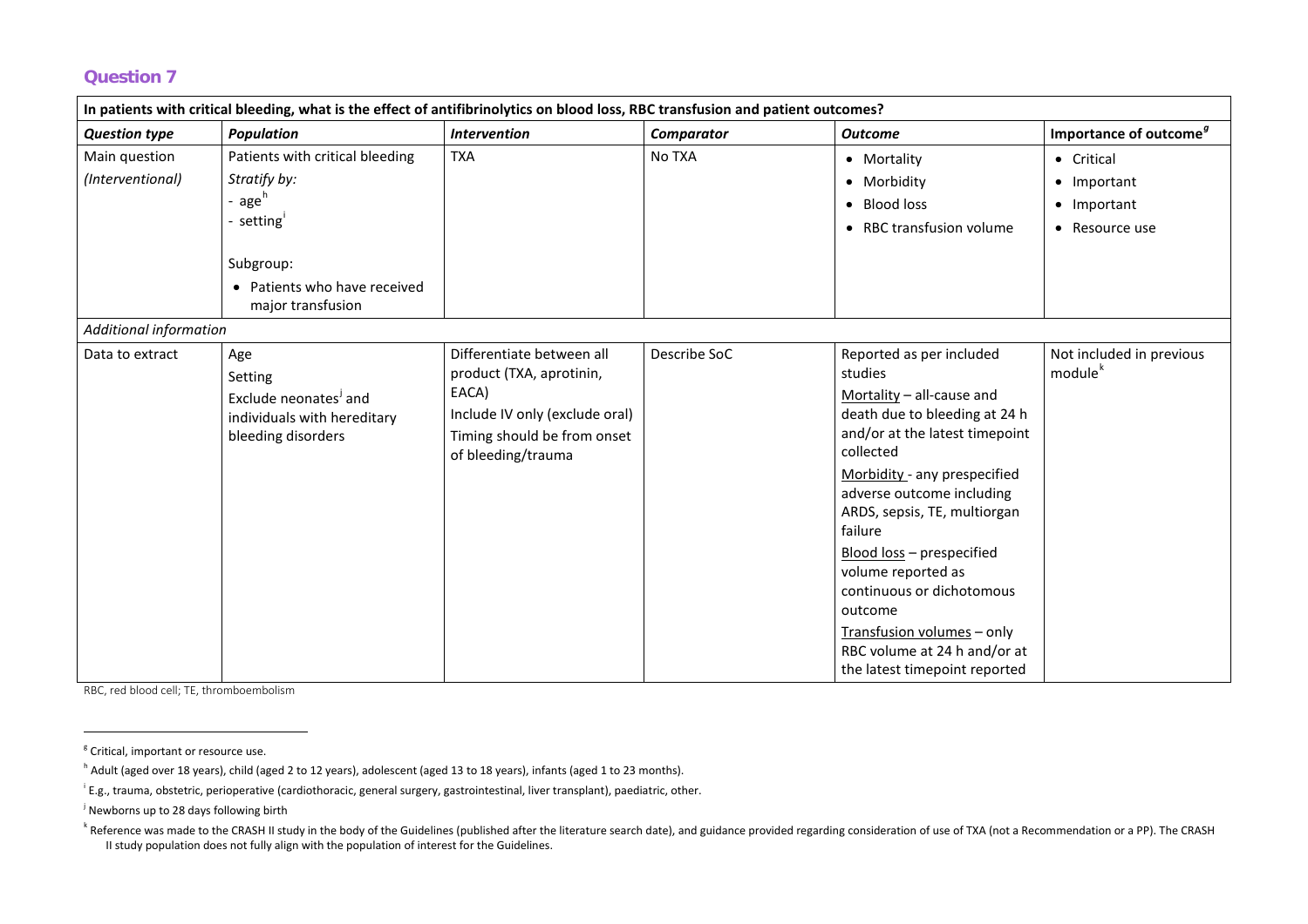## Question 7

| In patients with critical bleeding, what is the effect of antifibrinolytics on blood loss, RBC transfusion and patient outcomes? | | | | | |
|---|---|---|---|---|---|
| ***Question type*** | ***Population*** | ***Intervention*** | ***Comparator*** | ***Outcome*** | **Importance of outcome**[g] |
| Main question *(Interventional)* | Patients with critical bleeding<br>*Stratify by:*<br>- age[h]<br>- setting[i]<br><br>Subgroup:<br>• Patients who have received major transfusion | TXA | No TXA | • Mortality<br>• Morbidity<br>• Blood loss<br>• RBC transfusion volume | • Critical<br>• Important<br>• Important<br>• Resource use |
| *Additional information* | | | | | |
| Data to extract | Age<br>Setting<br>Exclude neonates[j] and individuals with hereditary bleeding disorders | Differentiate between all product (TXA, aprotinin, EACA)<br>Include IV only (exclude oral)<br>Timing should be from onset of bleeding/trauma | Describe SoC | Reported as per included studies<br>Mortality – all-cause and death due to bleeding at 24 h and/or at the latest timepoint collected<br>Morbidity - any prespecified adverse outcome including ARDS, sepsis, TE, multiorgan failure<br>Blood loss – prespecified volume reported as continuous or dichotomous outcome<br>Transfusion volumes – only RBC volume at 24 h and/or at the latest timepoint reported | Not included in previous module[k] |

RBC, red blood cell; TE, thromboembolism

[g] Critical, important or resource use.

[h] Adult (aged over 18 years), child (aged 2 to 12 years), adolescent (aged 13 to 18 years), infants (aged 1 to 23 months).

[i] E.g., trauma, obstetric, perioperative (cardiothoracic, general surgery, gastrointestinal, liver transplant), paediatric, other.

[j] Newborns up to 28 days following birth

[k] Reference was made to the CRASH II study in the body of the Guidelines (published after the literature search date), and guidance provided regarding consideration of use of TXA (not a Recommendation or a PP). The CRASH II study population does not fully align with the population of interest for the Guidelines.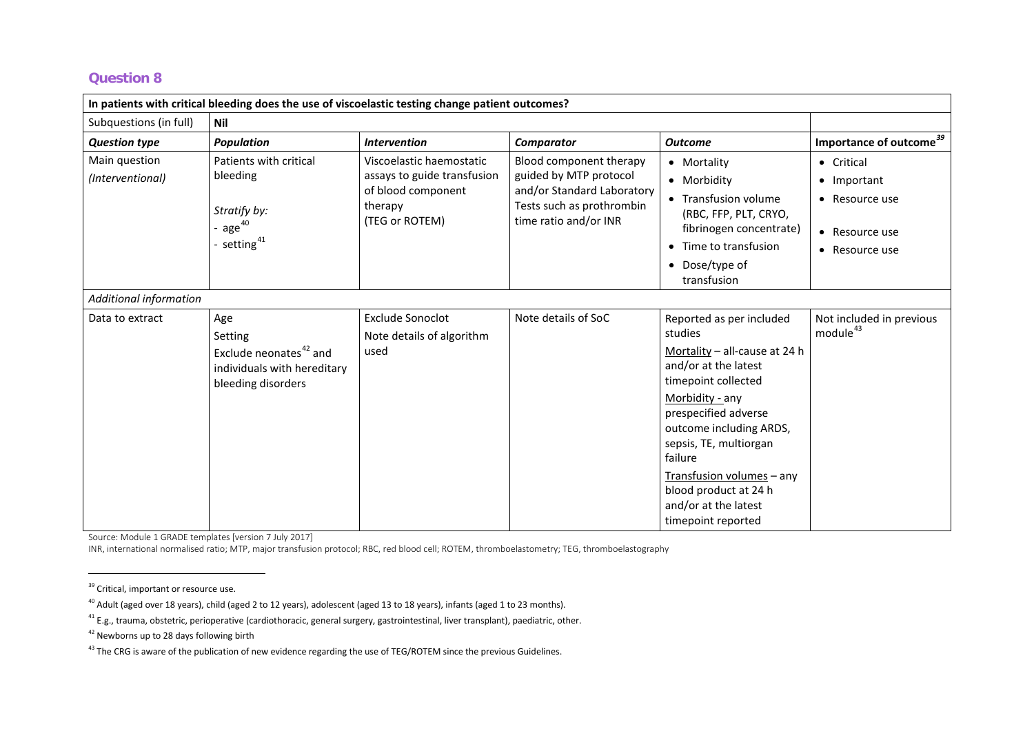## Question 8

| In patients with critical bleeding does the use of viscoelastic testing change patient outcomes? | | | | | |
|---|---|---|---|---|---|
| Subquestions (in full) | **Nil** | | | | |
| ***Question type*** | ***Population*** | ***Intervention*** | ***Comparator*** | ***Outcome*** | **Importance of outcome**[39] |
| Main question *(Interventional)* | Patients with critical bleeding<br><br>*Stratify by:*<br>- age[40]<br>- setting[41] | Viscoelastic haemostatic assays to guide transfusion of blood component therapy (TEG or ROTEM) | Blood component therapy guided by MTP protocol and/or Standard Laboratory Tests such as prothrombin time ratio and/or INR | • Mortality<br>• Morbidity<br>• Transfusion volume (RBC, FFP, PLT, CRYO, fibrinogen concentrate)<br>• Time to transfusion<br>• Dose/type of transfusion | • Critical<br>• Important<br>• Resource use<br>• Resource use<br>• Resource use |
| *Additional information* | | | | | |
| Data to extract | Age<br>Setting<br>Exclude neonates[42] and individuals with hereditary bleeding disorders | Exclude Sonoclot<br>Note details of algorithm used | Note details of SoC | Reported as per included studies<br>Mortality – all-cause at 24 h and/or at the latest timepoint collected<br>Morbidity - any prespecified adverse outcome including ARDS, sepsis, TE, multiorgan failure<br>Transfusion volumes – any blood product at 24 h and/or at the latest timepoint reported | Not included in previous module[43] |

Source: Module 1 GRADE templates [version 7 July 2017]

INR, international normalised ratio; MTP, major transfusion protocol; RBC, red blood cell; ROTEM, thromboelastometry; TEG, thromboelastography

[39] Critical, important or resource use.

[40] Adult (aged over 18 years), child (aged 2 to 12 years), adolescent (aged 13 to 18 years), infants (aged 1 to 23 months).

[41] E.g., trauma, obstetric, perioperative (cardiothoracic, general surgery, gastrointestinal, liver transplant), paediatric, other.

[42] Newborns up to 28 days following birth

[43] The CRG is aware of the publication of new evidence regarding the use of TEG/ROTEM since the previous Guidelines.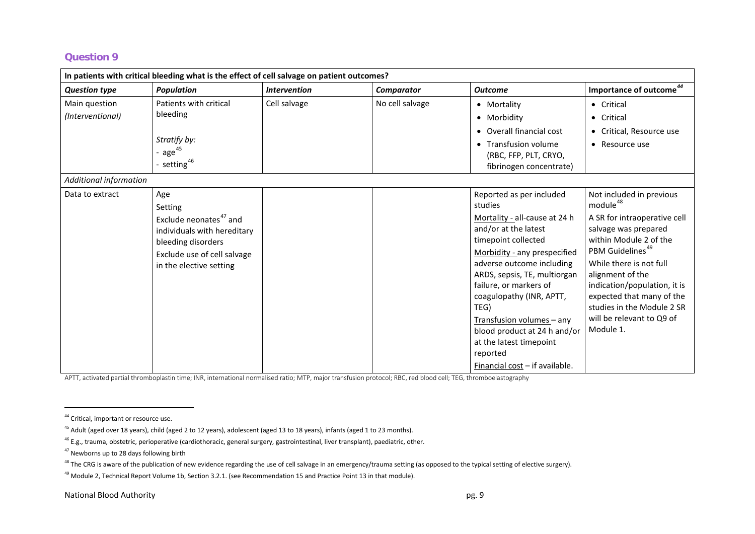## Question 9

| In patients with critical bleeding what is the effect of cell salvage on patient outcomes? | | | | | |
|---|---|---|---|---|---|
| ***Question type*** | ***Population*** | ***Intervention*** | ***Comparator*** | ***Outcome*** | **Importance of outcome**[44] |
| Main question *(Interventional)* | Patients with critical bleeding<br><br>*Stratify by:*<br>- age[45]<br>- setting[46] | Cell salvage | No cell salvage | • Mortality<br>• Morbidity<br>• Overall financial cost<br>• Transfusion volume (RBC, FFP, PLT, CRYO, fibrinogen concentrate) | • Critical<br>• Critical<br>• Critical, Resource use<br>• Resource use |
| *Additional information* | | | | | |
| Data to extract | Age<br>Setting<br>Exclude neonates[47] and individuals with hereditary bleeding disorders<br>Exclude use of cell salvage in the elective setting | | | Reported as per included studies<br>Mortality - all-cause at 24 h and/or at the latest timepoint collected<br>Morbidity - any prespecified adverse outcome including ARDS, sepsis, TE, multiorgan failure, or markers of coagulopathy (INR, APTT, TEG)<br>Transfusion volumes – any blood product at 24 h and/or at the latest timepoint reported<br>Financial cost – if available. | Not included in previous module[48]<br>A SR for intraoperative cell salvage was prepared within Module 2 of the PBM Guidelines[49]<br>While there is not full alignment of the indication/population, it is expected that many of the studies in the Module 2 SR will be relevant to Q9 of Module 1. |

APTT, activated partial thromboplastin time; INR, international normalised ratio; MTP, major transfusion protocol; RBC, red blood cell; TEG, thromboelastography

[44] Critical, important or resource use.

[45] Adult (aged over 18 years), child (aged 2 to 12 years), adolescent (aged 13 to 18 years), infants (aged 1 to 23 months).

[46] E.g., trauma, obstetric, perioperative (cardiothoracic, general surgery, gastrointestinal, liver transplant), paediatric, other.

[47] Newborns up to 28 days following birth

[48] The CRG is aware of the publication of new evidence regarding the use of cell salvage in an emergency/trauma setting (as opposed to the typical setting of elective surgery).

[49] Module 2, Technical Report Volume 1b, Section 3.2.1. (see Recommendation 15 and Practice Point 13 in that module).